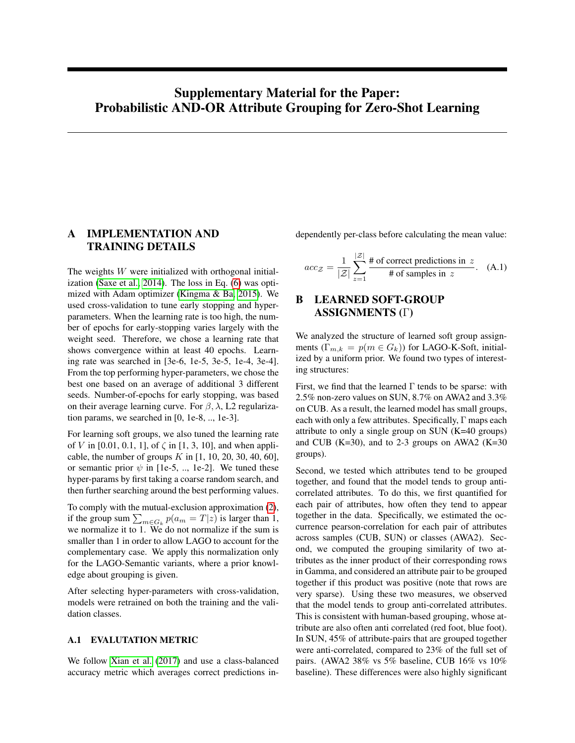# Supplementary Material for the Paper: Probabilistic AND-OR Attribute Grouping for Zero-Shot Learning

## A IMPLEMENTATION AND TRAINING DETAILS

The weights $W$ were initialized with orthogonal initialization (Saxe et al., 2014). The loss in Eq. (6) was optimized with Adam optimizer (Kingma & Ba, 2015). We used cross-validation to tune early stopping and hyper-parameters. When the learning rate is too high, the number of epochs for early-stopping varies largely with the weight seed. Therefore, we chose a learning rate that shows convergence within at least 40 epochs. Learning rate was searched in [3e-6, 1e-5, 3e-5, 1e-4, 3e-4]. From the top performing hyper-parameters, we chose the best one based on an average of additional 3 different seeds. Number-of-epochs for early stopping, was based on their average learning curve. For $\beta, \lambda$, L2 regularization params, we searched in [0, 1e-8, .., 1e-3].

For learning soft groups, we also tuned the learning rate of $V$ in [0.01, 0.1, 1], of $\zeta$ in [1, 3, 10], and when applicable, the number of groups $K$ in [1, 10, 20, 30, 40, 60], or semantic prior $\psi$ in [1e-5, .., 1e-2]. We tuned these hyper-params by first taking a coarse random search, and then further searching around the best performing values.

To comply with the mutual-exclusion approximation (2), if the group sum $\sum_{m \in G_k} p(a_m = T|z)$ is larger than 1, we normalize it to 1. We do not normalize if the sum is smaller than 1 in order to allow LAGO to account for the complementary case. We apply this normalization only for the LAGO-Semantic variants, where a prior knowledge about grouping is given.

After selecting hyper-parameters with cross-validation, models were retrained on both the training and the validation classes.

### A.1 EVALUATION METRIC

We follow Xian et al. (2017) and use a class-balanced accuracy metric which averages correct predictions independently per-class before calculating the mean value:

$$acc_{\mathcal{Z}} = \frac{1}{|\mathcal{Z}|} \sum_{z=1}^{|\mathcal{Z}|} \frac{\text{\# of correct predictions in } z}{\text{\# of samples in } z}. \quad \text{(A.1)}$$

## B LEARNED SOFT-GROUP ASSIGNMENTS ($\Gamma$)

We analyzed the structure of learned soft group assignments ($\Gamma_{m,k} = p(m \in G_k)$) for LAGO-K-Soft, initialized by a uniform prior. We found two types of interesting structures:

First, we find that the learned $\Gamma$ tends to be sparse: with 2.5% non-zero values on SUN, 8.7% on AWA2 and 3.3% on CUB. As a result, the learned model has small groups, each with only a few attributes. Specifically, $\Gamma$ maps each attribute to only a single group on SUN (K=40 groups) and CUB (K=30), and to 2-3 groups on AWA2 (K=30 groups).

Second, we tested which attributes tend to be grouped together, and found that the model tends to group anti-correlated attributes. To do this, we first quantified for each pair of attributes, how often they tend to appear together in the data. Specifically, we estimated the occurrence pearson-correlation for each pair of attributes across samples (CUB, SUN) or classes (AWA2). Second, we computed the grouping similarity of two attributes as the inner product of their corresponding rows in Gamma, and considered an attribute pair to be grouped together if this product was positive (note that rows are very sparse). Using these two measures, we observed that the model tends to group anti-correlated attributes. This is consistent with human-based grouping, whose attribute are also often anti correlated (red foot, blue foot). In SUN, 45% of attribute-pairs that are grouped together were anti-correlated, compared to 23% of the full set of pairs. (AWA2 38% vs 5% baseline, CUB 16% vs 10% baseline). These differences were also highly significant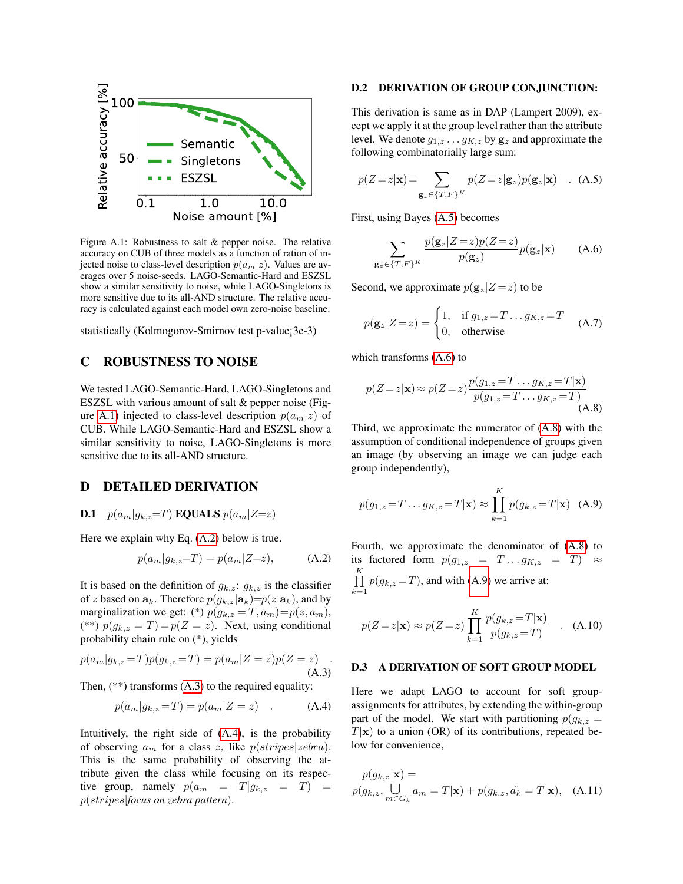Figure A.1: Robustness to salt & pepper noise. The relative accuracy on CUB of three models as a function of ration of injected noise to class-level description $p(a_m|z)$. Values are averages over 5 noise-seeds. LAGO-Semantic-Hard and ESZSL show a similar sensitivity to noise, while LAGO-Singletons is more sensitive due to its all-AND structure. The relative accuracy is calculated against each model own zero-noise baseline.

statistically (Kolmogorov-Smirnov test p-value¡3e-3)

## C ROBUSTNESS TO NOISE

We tested LAGO-Semantic-Hard, LAGO-Singletons and ESZSL with various amount of salt & pepper noise (Figure A.1) injected to class-level description $p(a_m|z)$ of CUB. While LAGO-Semantic-Hard and ESZSL show a similar sensitivity to noise, LAGO-Singletons is more sensitive due to its all-AND structure.

## D DETAILED DERIVATION

### D.1 $p(a_m|g_{k,z}=T)$ EQUALS $p(a_m|Z=z)$

Here we explain why Eq. (A.2) below is true.

$$p(a_m|g_{k,z}=T) = p(a_m|Z=z), \tag{A.2}$$

It is based on the definition of $g_{k,z}$: $g_{k,z}$ is the classifier of $z$ based on $\mathbf{a}_k$. Therefore $p(g_{k,z}|\mathbf{a}_k)=p(z|\mathbf{a}_k)$, and by marginalization we get: (*) $p(g_{k,z}=T, a_m)=p(z, a_m)$, (**) $p(g_{k,z}=T)=p(Z=z)$. Next, using conditional probability chain rule on (*), yields

$$p(a_m|g_{k,z}=T)p(g_{k,z}=T) = p(a_m|Z=z)p(Z=z) \quad . \tag{A.3}$$

Then, (**) transforms (A.3) to the required equality:

$$p(a_m|g_{k,z}=T) = p(a_m|Z=z) \quad . \tag{A.4}$$

Intuitively, the right side of (A.4), is the probability of observing $a_m$ for a class $z$, like $p(stripes|zebra)$. This is the same probability of observing the attribute given the class while focusing on its respective group, namely $p(a_m = T|g_{k,z} = T) = p(stripes|focus\ on\ zebra\ pattern)$.

### D.2 DERIVATION OF GROUP CONJUNCTION:

This derivation is same as in DAP (Lampert 2009), except we apply it at the group level rather than the attribute level. We denote $g_{1,z} \dots g_{K,z}$ by $\mathbf{g}_z$ and approximate the following combinatorially large sum:

$$p(Z=z|\mathbf{x}) = \sum_{\mathbf{g}_z \in \{T,F\}^K} p(Z=z|\mathbf{g}_z)p(\mathbf{g}_z|\mathbf{x}) \quad . \tag{A.5}$$

First, using Bayes (A.5) becomes

$$\sum_{\mathbf{g}_z \in \{T,F\}^K} \frac{p(\mathbf{g}_z|Z=z)p(Z=z)}{p(\mathbf{g}_z)} p(\mathbf{g}_z|\mathbf{x}) \tag{A.6}$$

Second, we approximate $p(\mathbf{g}_z|Z=z)$ to be

$$p(\mathbf{g}_z|Z=z) = \begin{cases} 1, & \text{if } g_{1,z}=T \dots g_{K,z}=T \\ 0, & \text{otherwise} \end{cases} \tag{A.7}$$

which transforms (A.6) to

$$p(Z=z|\mathbf{x}) \approx p(Z=z) \frac{p(g_{1,z}=T \dots g_{K,z}=T|\mathbf{x})}{p(g_{1,z}=T \dots g_{K,z}=T)} \tag{A.8}$$

Third, we approximate the numerator of (A.8) with the assumption of conditional independence of groups given an image (by observing an image we can judge each group independently),

$$p(g_{1,z}=T \dots g_{K,z}=T|\mathbf{x}) \approx \prod_{k=1}^{K} p(g_{k,z}=T|\mathbf{x}) \tag{A.9}$$

Fourth, we approximate the denominator of (A.8) to its factored form $p(g_{1,z} = T \dots g_{K,z} = T) \approx \prod_{k=1}^{K} p(g_{k,z}=T)$, and with (A.9) we arrive at:

$$p(Z=z|\mathbf{x}) \approx p(Z=z) \prod_{k=1}^{K} \frac{p(g_{k,z}=T|\mathbf{x})}{p(g_{k,z}=T)} \quad . \tag{A.10}$$

### D.3 A DERIVATION OF SOFT GROUP MODEL

Here we adapt LAGO to account for soft group-assignments for attributes, by extending the within-group part of the model. We start with partitioning $p(g_{k,z} = T|\mathbf{x})$ to a union (OR) of its contributions, repeated below for convenience,

$$p(g_{k,z}|\mathbf{x}) = p(g_{k,z}, \bigcup_{m \in G_k} a_m = T|\mathbf{x}) + p(g_{k,z}, \tilde{a_k} = T|\mathbf{x}), \tag{A.11}$$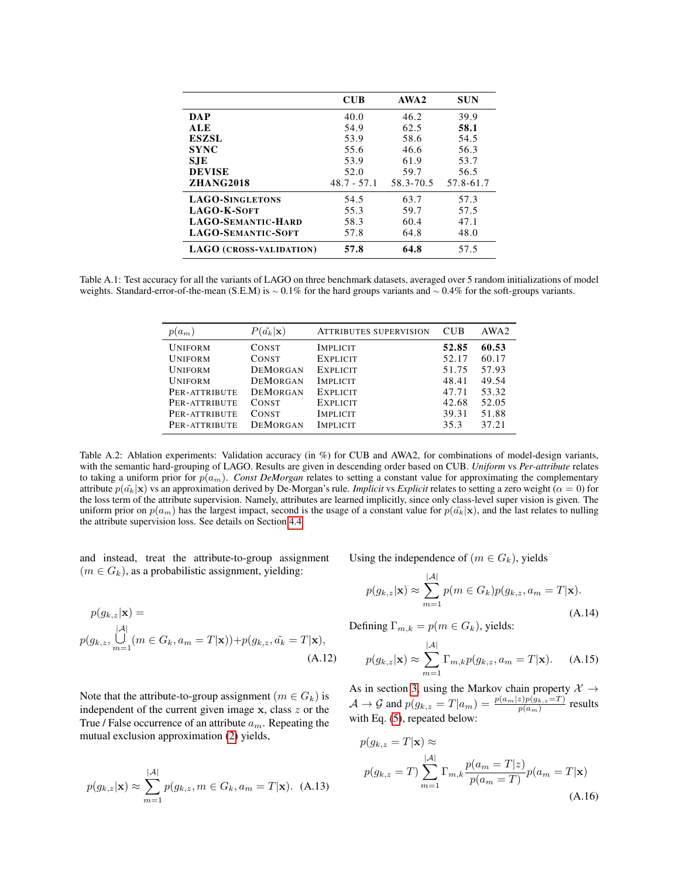|  | CUB | AWA2 | SUN |
|---|---|---|---|
| **DAP** | 40.0 | 46.2 | 39.9 |
| **ALE** | 54.9 | 62.5 | **58.1** |
| **ESZSL** | 53.9 | 58.6 | 54.5 |
| **SYNC** | 55.6 | 46.6 | 56.3 |
| **SJE** | 53.9 | 61.9 | 53.7 |
| **DEVISE** | 52.0 | 59.7 | 56.5 |
| **ZHANG2018** | 48.7 - 57.1 | 58.3-70.5 | 57.8-61.7 |
| **LAGO-SINGLETONS** | 54.5 | 63.7 | 57.3 |
| **LAGO-K-SOFT** | 55.3 | 59.7 | 57.5 |
| **LAGO-SEMANTIC-HARD** | 58.3 | 60.4 | 47.1 |
| **LAGO-SEMANTIC-SOFT** | 57.8 | 64.8 | 48.0 |
| **LAGO (CROSS-VALIDATION)** | **57.8** | **64.8** | 57.5 |

Table A.1: Test accuracy for all the variants of LAGO on three benchmark datasets, averaged over 5 random initializations of model weights. Standard-error-of-the-mean (S.E.M) is ~ 0.1% for the hard groups variants and ~ 0.4% for the soft-groups variants.

| $p(a_m)$ | $P(\tilde{a_k}\|\mathbf{x})$ | ATTRIBUTES SUPERVISION | CUB | AWA2 |
|---|---|---|---|---|
| UNIFORM | CONST | IMPLICIT | **52.85** | **60.53** |
| UNIFORM | CONST | EXPLICIT | 52.17 | 60.17 |
| UNIFORM | DEMORGAN | EXPLICIT | 51.75 | 57.93 |
| UNIFORM | DEMORGAN | IMPLICIT | 48.41 | 49.54 |
| PER-ATTRIBUTE | DEMORGAN | EXPLICIT | 47.71 | 53.32 |
| PER-ATTRIBUTE | CONST | EXPLICIT | 42.68 | 52.05 |
| PER-ATTRIBUTE | CONST | IMPLICIT | 39.31 | 51.88 |
| PER-ATTRIBUTE | DEMORGAN | IMPLICIT | 35.3 | 37.21 |

Table A.2: Ablation experiments: Validation accuracy (in %) for CUB and AWA2, for combinations of model-design variants, with the semantic hard-grouping of LAGO. Results are given in descending order based on CUB. *Uniform* vs *Per-attribute* relates to taking a uniform prior for $p(a_m)$. *Const DeMorgan* relates to setting a constant value for approximating the complementary attribute $p(\tilde{a_k}|\mathbf{x})$ vs an approximation derived by De-Morgan's rule. *Implicit* vs *Explicit* relates to setting a zero weight ($\alpha = 0$) for the loss term of the attribute supervision. Namely, attributes are learned implicitly, since only class-level super vision is given. The uniform prior on $p(a_m)$ has the largest impact, second is the usage of a constant value for $p(\tilde{a_k}|\mathbf{x})$, and the last relates to nulling the attribute supervision loss. See details on Section 4.4

and instead, treat the attribute-to-group assignment $(m \in G_k)$, as a probabilistic assignment, yielding:

$$p(g_{k,z}|\mathbf{x}) = p(g_{k,z}, \bigcup_{m=1}^{|\mathcal{A}|}(m \in G_k, a_m = T|\mathbf{x})) + p(g_{k,z}, \tilde{a_k} = T|\mathbf{x}), \tag{A.12}$$

Note that the attribute-to-group assignment $(m \in G_k)$ is independent of the current given image $\mathbf{x}$, class $z$ or the True / False occurrence of an attribute $a_m$. Repeating the mutual exclusion approximation (2) yields,

$$p(g_{k,z}|\mathbf{x}) \approx \sum_{m=1}^{|\mathcal{A}|} p(g_{k,z}, m \in G_k, a_m = T|\mathbf{x}). \tag{A.13}$$

Using the independence of $(m \in G_k)$, yields

$$p(g_{k,z}|\mathbf{x}) \approx \sum_{m=1}^{|\mathcal{A}|} p(m \in G_k) p(g_{k,z}, a_m = T|\mathbf{x}). \tag{A.14}$$

Defining $\Gamma_{m,k} = p(m \in G_k)$, yields:

$$p(g_{k,z}|\mathbf{x}) \approx \sum_{m=1}^{|\mathcal{A}|} \Gamma_{m,k} p(g_{k,z}, a_m = T|\mathbf{x}). \tag{A.15}$$

As in section 3, using the Markov chain property $\mathcal{X} \rightarrow \mathcal{A} \rightarrow \mathcal{G}$ and $p(g_{k,z} = T|a_m) = \frac{p(a_m|z)p(g_{k,z}=T)}{p(a_m)}$ results with Eq. (5), repeated below:

$$p(g_{k,z} = T|\mathbf{x}) \approx p(g_{k,z} = T) \sum_{m=1}^{|\mathcal{A}|} \Gamma_{m,k} \frac{p(a_m = T|z)}{p(a_m = T)} p(a_m = T|\mathbf{x}) \tag{A.16}$$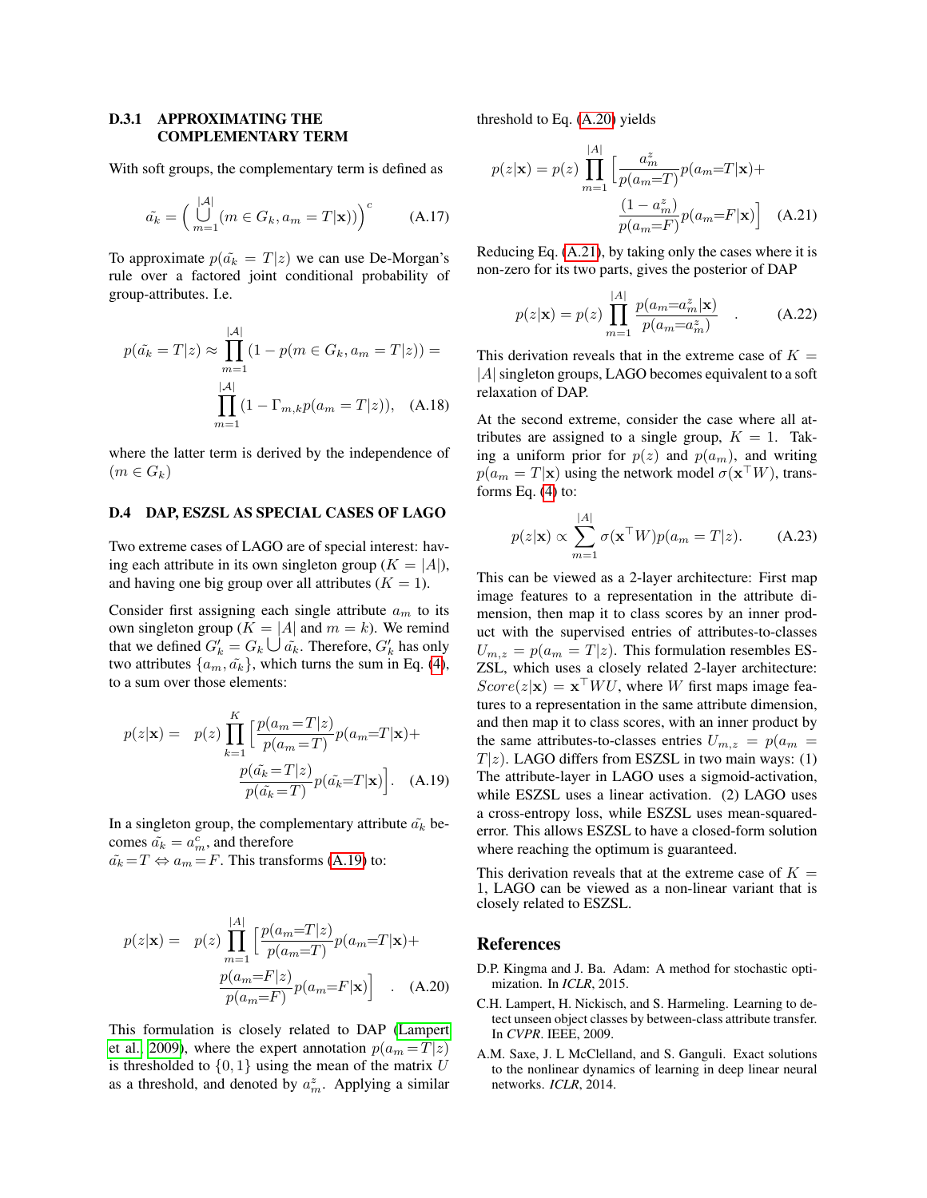### D.3.1 APPROXIMATING THE COMPLEMENTARY TERM

With soft groups, the complementary term is defined as

$$\tilde{a_k} = \Big( \bigcup_{m=1}^{|\mathcal{A}|} (m \in G_k, a_m = T|\mathbf{x}) \Big)^c \tag{A.17}$$

To approximate $p(\tilde{a_k} = T|z)$ we can use De-Morgan's rule over a factored joint conditional probability of group-attributes. I.e.

$$p(\tilde{a_k} = T|z) \approx \prod_{m=1}^{|\mathcal{A}|} (1 - p(m \in G_k, a_m = T|z)) = \prod_{m=1}^{|\mathcal{A}|} (1 - \Gamma_{m,k} p(a_m = T|z)), \tag{A.18}$$

where the latter term is derived by the independence of $(m \in G_k)$

## D.4 DAP, ESZSL AS SPECIAL CASES OF LAGO

Two extreme cases of LAGO are of special interest: having each attribute in its own singleton group ($K = |A|$), and having one big group over all attributes ($K = 1$).

Consider first assigning each single attribute $a_m$ to its own singleton group ($K = |A|$ and $m = k$). We remind that we defined $G'_k = G_k \bigcup \tilde{a}_k$. Therefore, $G'_k$ has only two attributes $\{a_m, \tilde{a}_k\}$, which turns the sum in Eq. (4), to a sum over those elements:

$$p(z|\mathbf{x}) = \quad p(z) \prod_{k=1}^{K} \Big[ \frac{p(a_m{=}T|z)}{p(a_m{=}T)} p(a_m{=}T|\mathbf{x}) + \frac{p(\tilde{a_k}{=}T|z)}{p(\tilde{a_k}{=}T)} p(\tilde{a_k}{=}T|\mathbf{x}) \Big]. \tag{A.19}$$

In a singleton group, the complementary attribute $\tilde{a_k}$ becomes $\tilde{a_k} = a_m^c$, and therefore
$\tilde{a_k}{=}T \Leftrightarrow a_m{=}F$. This transforms (A.19) to:

$$p(z|\mathbf{x}) = \quad p(z) \prod_{m=1}^{|A|} \Big[ \frac{p(a_m{=}T|z)}{p(a_m{=}T)} p(a_m{=}T|\mathbf{x}) + \frac{p(a_m{=}F|z)}{p(a_m{=}F)} p(a_m{=}F|\mathbf{x}) \Big] \quad . \tag{A.20}$$

This formulation is closely related to DAP (Lampert et al., 2009), where the expert annotation $p(a_m{=}T|z)$ is thresholded to $\{0,1\}$ using the mean of the matrix $U$ as a threshold, and denoted by $a_m^z$. Applying a similar threshold to Eq. (A.20) yields

$$p(z|\mathbf{x}) = p(z) \prod_{m=1}^{|A|} \Big[ \frac{a_m^z}{p(a_m{=}T)} p(a_m{=}T|\mathbf{x}) + \frac{(1-a_m^z)}{p(a_m{=}F)} p(a_m{=}F|\mathbf{x}) \Big] \tag{A.21}$$

Reducing Eq. (A.21), by taking only the cases where it is non-zero for its two parts, gives the posterior of DAP

$$p(z|\mathbf{x}) = p(z) \prod_{m=1}^{|A|} \frac{p(a_m{=}a_m^z|\mathbf{x})}{p(a_m{=}a_m^z)} \quad . \tag{A.22}$$

This derivation reveals that in the extreme case of $K = |A|$ singleton groups, LAGO becomes equivalent to a soft relaxation of DAP.

At the second extreme, consider the case where all attributes are assigned to a single group, $K = 1$. Taking a uniform prior for $p(z)$ and $p(a_m)$, and writing $p(a_m = T|\mathbf{x})$ using the network model $\sigma(\mathbf{x}^\top W)$, transforms Eq. (4) to:

$$p(z|\mathbf{x}) \propto \sum_{m=1}^{|A|} \sigma(\mathbf{x}^\top W) p(a_m = T|z). \tag{A.23}$$

This can be viewed as a 2-layer architecture: First map image features to a representation in the attribute dimension, then map it to class scores by an inner product with the supervised entries of attributes-to-classes $U_{m,z} = p(a_m = T|z)$. This formulation resembles ESZSL, which uses a closely related 2-layer architecture: $Score(z|\mathbf{x}) = \mathbf{x}^\top W U$, where $W$ first maps image features to a representation in the same attribute dimension, and then map it to class scores, with an inner product by the same attributes-to-classes entries $U_{m,z} = p(a_m = T|z)$. LAGO differs from ESZSL in two main ways: (1) The attribute-layer in LAGO uses a sigmoid-activation, while ESZSL uses a linear activation. (2) LAGO uses a cross-entropy loss, while ESZSL uses mean-squared-error. This allows ESZSL to have a closed-form solution where reaching the optimum is guaranteed.

This derivation reveals that at the extreme case of $K = 1$, LAGO can be viewed as a non-linear variant that is closely related to ESZSL.

## References

D.P. Kingma and J. Ba. Adam: A method for stochastic optimization. In *ICLR*, 2015.

C.H. Lampert, H. Nickisch, and S. Harmeling. Learning to detect unseen object classes by between-class attribute transfer. In *CVPR*. IEEE, 2009.

A.M. Saxe, J. L McClelland, and S. Ganguli. Exact solutions to the nonlinear dynamics of learning in deep linear neural networks. *ICLR*, 2014.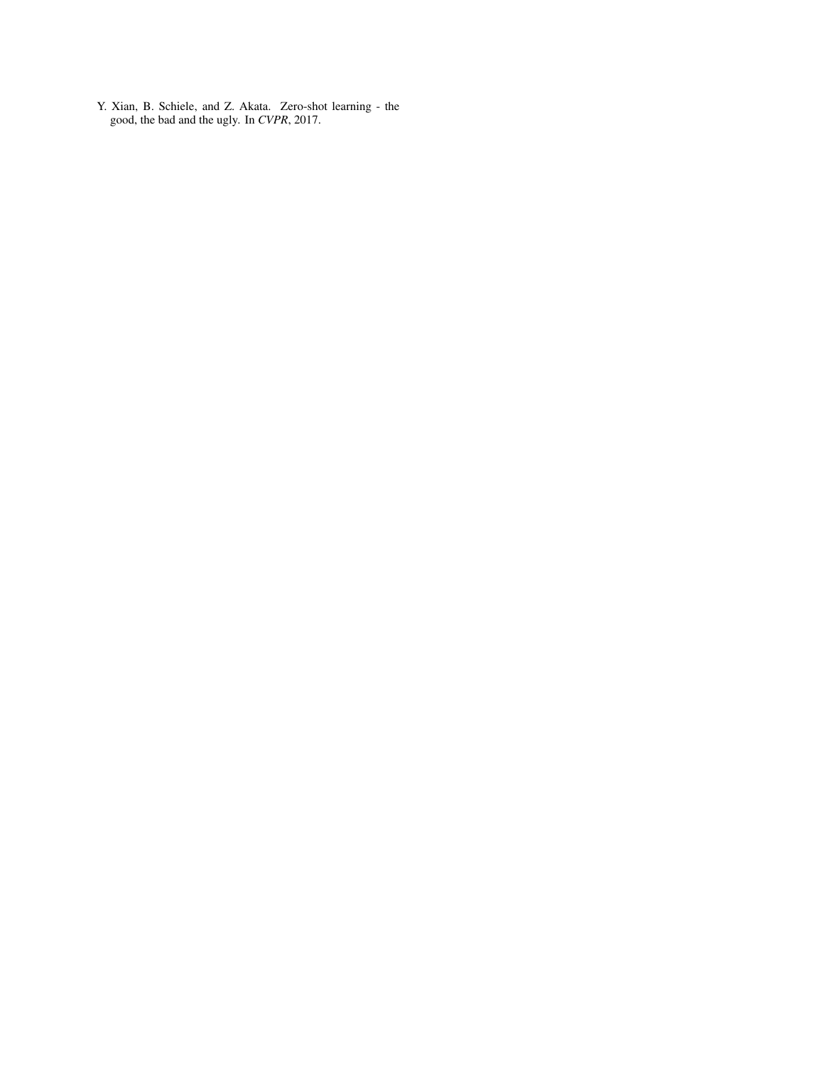Y. Xian, B. Schiele, and Z. Akata. Zero-shot learning - the good, the bad and the ugly. In *CVPR*, 2017.